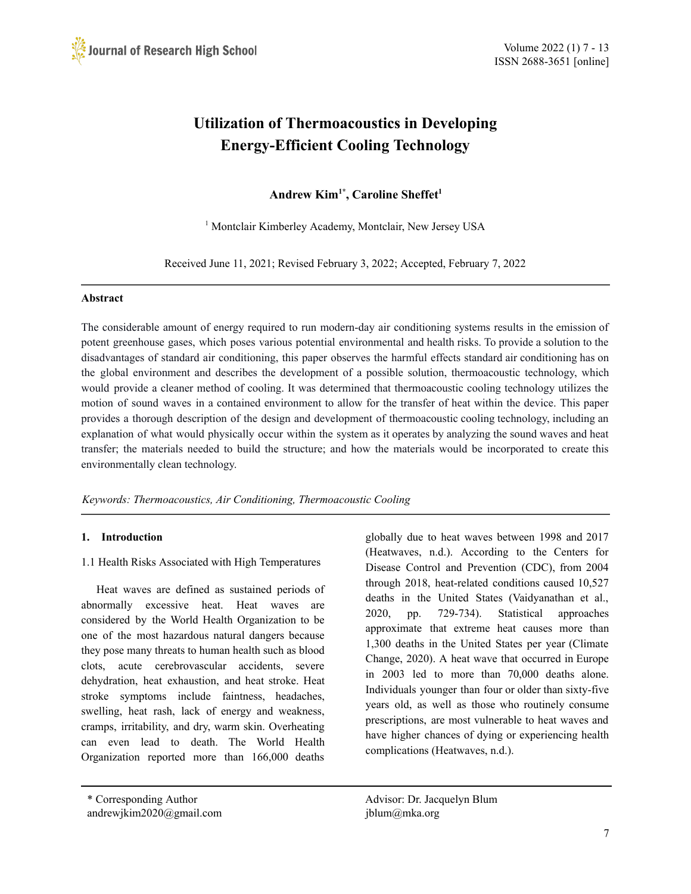# Utilization of Thermoacoustics in Developing Energy-Efficient Cooling Technology

**Andrew Kim[1*], Caroline Sheffet[1]**

[1] Montclair Kimberley Academy, Montclair, New Jersey USA

Received June 11, 2021; Revised February 3, 2022; Accepted, February 7, 2022

---

**Abstract**

The considerable amount of energy required to run modern-day air conditioning systems results in the emission of potent greenhouse gases, which poses various potential environmental and health risks. To provide a solution to the disadvantages of standard air conditioning, this paper observes the harmful effects standard air conditioning has on the global environment and describes the development of a possible solution, thermoacoustic technology, which would provide a cleaner method of cooling. It was determined that thermoacoustic cooling technology utilizes the motion of sound waves in a contained environment to allow for the transfer of heat within the device. This paper provides a thorough description of the design and development of thermoacoustic cooling technology, including an explanation of what would physically occur within the system as it operates by analyzing the sound waves and heat transfer; the materials needed to build the structure; and how the materials would be incorporated to create this environmentally clean technology.

*Keywords: Thermoacoustics, Air Conditioning, Thermoacoustic Cooling*

---

## 1. Introduction

### 1.1 Health Risks Associated with High Temperatures

Heat waves are defined as sustained periods of abnormally excessive heat. Heat waves are considered by the World Health Organization to be one of the most hazardous natural dangers because they pose many threats to human health such as blood clots, acute cerebrovascular accidents, severe dehydration, heat exhaustion, and heat stroke. Heat stroke symptoms include faintness, headaches, swelling, heat rash, lack of energy and weakness, cramps, irritability, and dry, warm skin. Overheating can even lead to death. The World Health Organization reported more than 166,000 deaths globally due to heat waves between 1998 and 2017 (Heatwaves, n.d.). According to the Centers for Disease Control and Prevention (CDC), from 2004 through 2018, heat-related conditions caused 10,527 deaths in the United States (Vaidyanathan et al., 2020, pp. 729-734). Statistical approaches approximate that extreme heat causes more than 1,300 deaths in the United States per year (Climate Change, 2020). A heat wave that occurred in Europe in 2003 led to more than 70,000 deaths alone. Individuals younger than four or older than sixty-five years old, as well as those who routinely consume prescriptions, are most vulnerable to heat waves and have higher chances of dying or experiencing health complications (Heatwaves, n.d.).

---

* Corresponding Author
andrewjkim2020@gmail.com

Advisor: Dr. Jacquelyn Blum
jblum@mka.org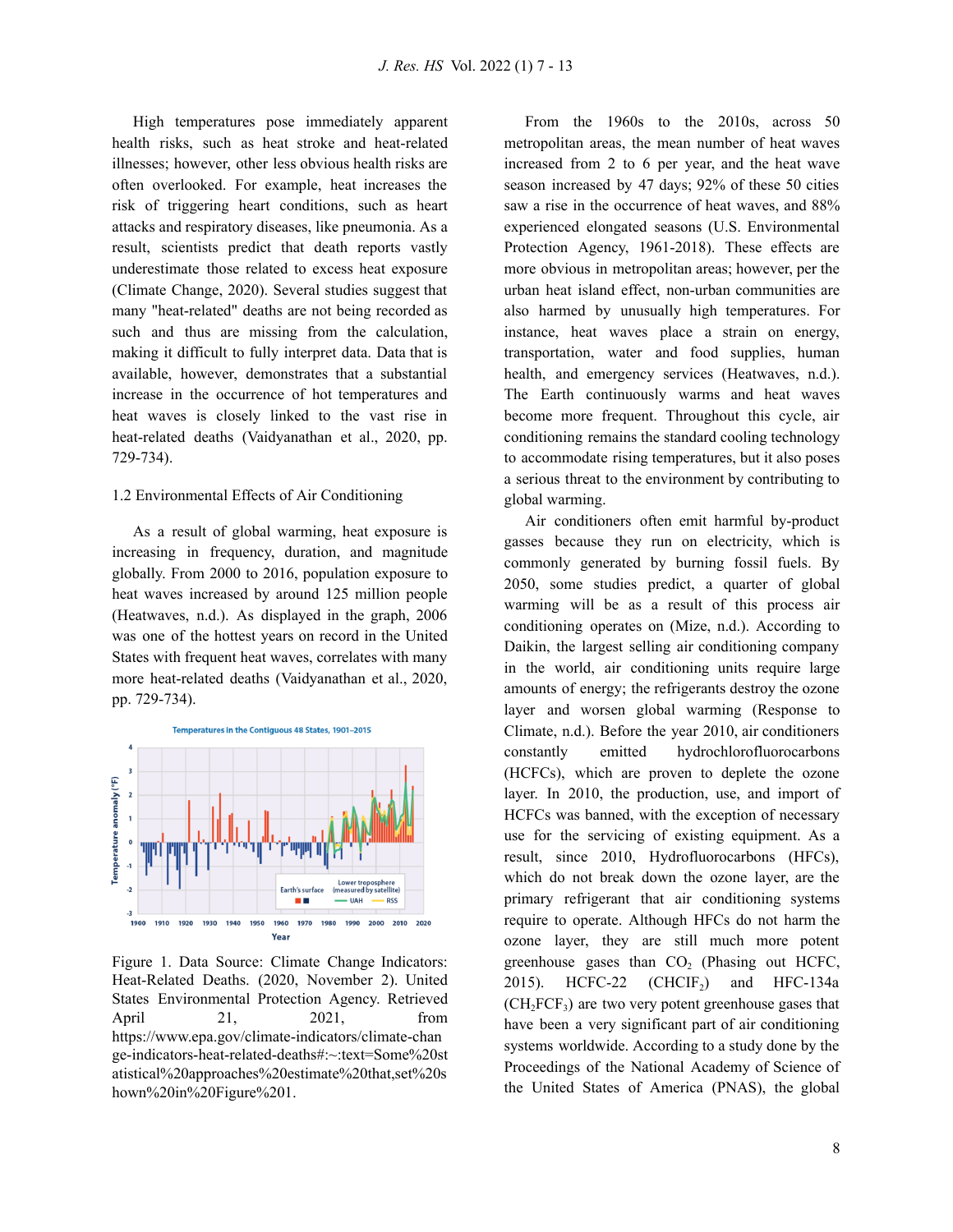High temperatures pose immediately apparent health risks, such as heat stroke and heat-related illnesses; however, other less obvious health risks are often overlooked. For example, heat increases the risk of triggering heart conditions, such as heart attacks and respiratory diseases, like pneumonia. As a result, scientists predict that death reports vastly underestimate those related to excess heat exposure (Climate Change, 2020). Several studies suggest that many "heat-related" deaths are not being recorded as such and thus are missing from the calculation, making it difficult to fully interpret data. Data that is available, however, demonstrates that a substantial increase in the occurrence of hot temperatures and heat waves is closely linked to the vast rise in heat-related deaths (Vaidyanathan et al., 2020, pp. 729-734).

### 1.2 Environmental Effects of Air Conditioning

As a result of global warming, heat exposure is increasing in frequency, duration, and magnitude globally. From 2000 to 2016, population exposure to heat waves increased by around 125 million people (Heatwaves, n.d.). As displayed in the graph, 2006 was one of the hottest years on record in the United States with frequent heat waves, correlates with many more heat-related deaths (Vaidyanathan et al., 2020, pp. 729-734).

Figure 1. Data Source: Climate Change Indicators: Heat-Related Deaths. (2020, November 2). United States Environmental Protection Agency. Retrieved April 21, 2021, from https://www.epa.gov/climate-indicators/climate-change-indicators-heat-related-deaths#:~:text=Some%20statistical%20approaches%20estimate%20that,set%20shown%20in%20Figure%201.

From the 1960s to the 2010s, across 50 metropolitan areas, the mean number of heat waves increased from 2 to 6 per year, and the heat wave season increased by 47 days; 92% of these 50 cities saw a rise in the occurrence of heat waves, and 88% experienced elongated seasons (U.S. Environmental Protection Agency, 1961-2018). These effects are more obvious in metropolitan areas; however, per the urban heat island effect, non-urban communities are also harmed by unusually high temperatures. For instance, heat waves place a strain on energy, transportation, water and food supplies, human health, and emergency services (Heatwaves, n.d.). The Earth continuously warms and heat waves become more frequent. Throughout this cycle, air conditioning remains the standard cooling technology to accommodate rising temperatures, but it also poses a serious threat to the environment by contributing to global warming.

Air conditioners often emit harmful by-product gasses because they run on electricity, which is commonly generated by burning fossil fuels. By 2050, some studies predict, a quarter of global warming will be as a result of this process air conditioning operates on (Mize, n.d.). According to Daikin, the largest selling air conditioning company in the world, air conditioning units require large amounts of energy; the refrigerants destroy the ozone layer and worsen global warming (Response to Climate, n.d.). Before the year 2010, air conditioners constantly emitted hydrochlorofluorocarbons (HCFCs), which are proven to deplete the ozone layer. In 2010, the production, use, and import of HCFCs was banned, with the exception of necessary use for the servicing of existing equipment. As a result, since 2010, Hydrofluorocarbons (HFCs), which do not break down the ozone layer, are the primary refrigerant that air conditioning systems require to operate. Although HFCs do not harm the ozone layer, they are still much more potent greenhouse gases than $CO_2$ (Phasing out HCFC, 2015). HCFC-22 ($CHCIF_2$) and HFC-134a ($CH_2FCF_3$) are two very potent greenhouse gases that have been a very significant part of air conditioning systems worldwide. According to a study done by the Proceedings of the National Academy of Science of the United States of America (PNAS), the global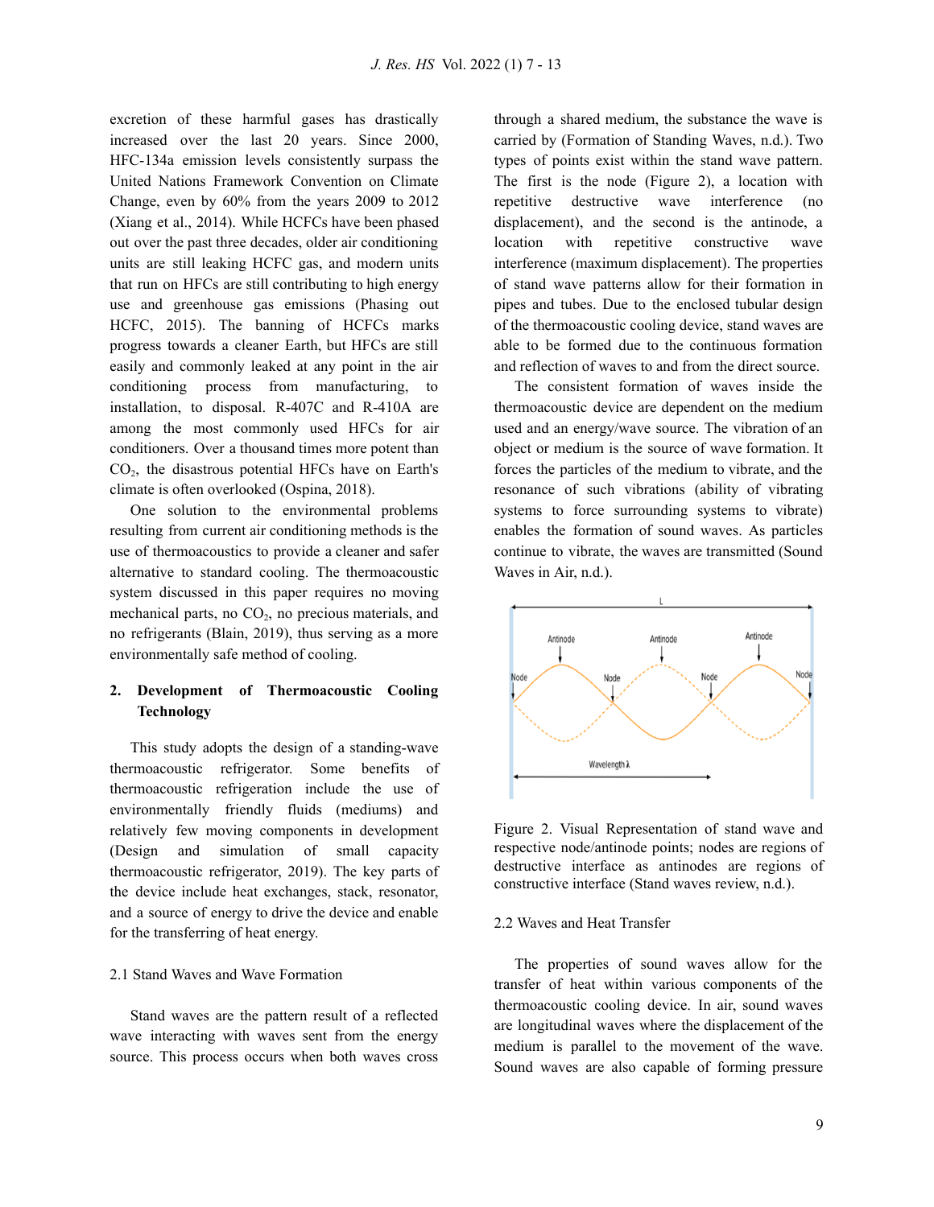excretion of these harmful gases has drastically increased over the last 20 years. Since 2000, HFC-134a emission levels consistently surpass the United Nations Framework Convention on Climate Change, even by 60% from the years 2009 to 2012 (Xiang et al., 2014). While HCFCs have been phased out over the past three decades, older air conditioning units are still leaking HCFC gas, and modern units that run on HFCs are still contributing to high energy use and greenhouse gas emissions (Phasing out HCFC, 2015). The banning of HCFCs marks progress towards a cleaner Earth, but HFCs are still easily and commonly leaked at any point in the air conditioning process from manufacturing, to installation, to disposal. R-407C and R-410A are among the most commonly used HFCs for air conditioners. Over a thousand times more potent than $CO_2$, the disastrous potential HFCs have on Earth's climate is often overlooked (Ospina, 2018).

One solution to the environmental problems resulting from current air conditioning methods is the use of thermoacoustics to provide a cleaner and safer alternative to standard cooling. The thermoacoustic system discussed in this paper requires no moving mechanical parts, no $CO_2$, no precious materials, and no refrigerants (Blain, 2019), thus serving as a more environmentally safe method of cooling.

## 2. Development of Thermoacoustic Cooling Technology

This study adopts the design of a standing-wave thermoacoustic refrigerator. Some benefits of thermoacoustic refrigeration include the use of environmentally friendly fluids (mediums) and relatively few moving components in development (Design and simulation of small capacity thermoacoustic refrigerator, 2019). The key parts of the device include heat exchanges, stack, resonator, and a source of energy to drive the device and enable for the transferring of heat energy.

### 2.1 Stand Waves and Wave Formation

Stand waves are the pattern result of a reflected wave interacting with waves sent from the energy source. This process occurs when both waves cross through a shared medium, the substance the wave is carried by (Formation of Standing Waves, n.d.). Two types of points exist within the stand wave pattern. The first is the node (Figure 2), a location with repetitive destructive wave interference (no displacement), and the second is the antinode, a location with repetitive constructive wave interference (maximum displacement). The properties of stand wave patterns allow for their formation in pipes and tubes. Due to the enclosed tubular design of the thermoacoustic cooling device, stand waves are able to be formed due to the continuous formation and reflection of waves to and from the direct source.

The consistent formation of waves inside the thermoacoustic device are dependent on the medium used and an energy/wave source. The vibration of an object or medium is the source of wave formation. It forces the particles of the medium to vibrate, and the resonance of such vibrations (ability of vibrating systems to force surrounding systems to vibrate) enables the formation of sound waves. As particles continue to vibrate, the waves are transmitted (Sound Waves in Air, n.d.).

Figure 2. Visual Representation of stand wave and respective node/antinode points; nodes are regions of destructive interface as antinodes are regions of constructive interface (Stand waves review, n.d.).

### 2.2 Waves and Heat Transfer

The properties of sound waves allow for the transfer of heat within various components of the thermoacoustic cooling device. In air, sound waves are longitudinal waves where the displacement of the medium is parallel to the movement of the wave. Sound waves are also capable of forming pressure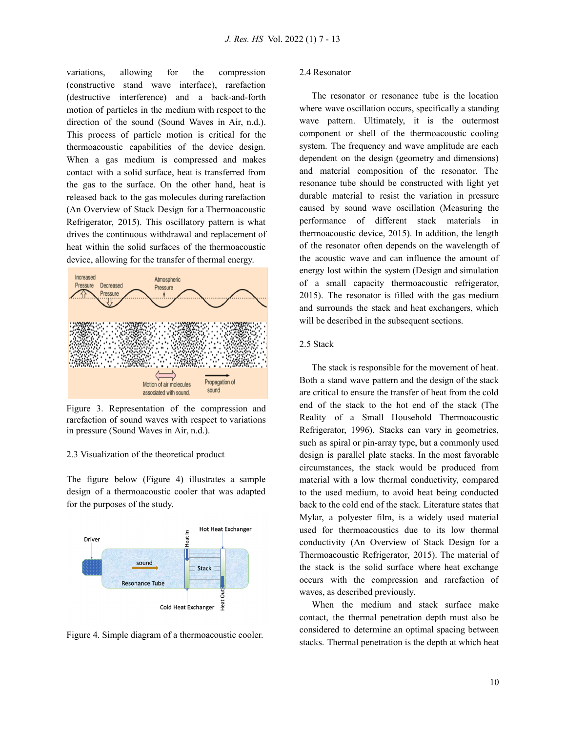variations, allowing for the compression (constructive stand wave interface), rarefaction (destructive interference) and a back-and-forth motion of particles in the medium with respect to the direction of the sound (Sound Waves in Air, n.d.). This process of particle motion is critical for the thermoacoustic capabilities of the device design. When a gas medium is compressed and makes contact with a solid surface, heat is transferred from the gas to the surface. On the other hand, heat is released back to the gas molecules during rarefaction (An Overview of Stack Design for a Thermoacoustic Refrigerator, 2015). This oscillatory pattern is what drives the continuous withdrawal and replacement of heat within the solid surfaces of the thermoacoustic device, allowing for the transfer of thermal energy.

Figure 3. Representation of the compression and rarefaction of sound waves with respect to variations in pressure (Sound Waves in Air, n.d.).

2.3 Visualization of the theoretical product

The figure below (Figure 4) illustrates a sample design of a thermoacoustic cooler that was adapted for the purposes of the study.

Figure 4. Simple diagram of a thermoacoustic cooler.

2.4 Resonator

The resonator or resonance tube is the location where wave oscillation occurs, specifically a standing wave pattern. Ultimately, it is the outermost component or shell of the thermoacoustic cooling system. The frequency and wave amplitude are each dependent on the design (geometry and dimensions) and material composition of the resonator. The resonance tube should be constructed with light yet durable material to resist the variation in pressure caused by sound wave oscillation (Measuring the performance of different stack materials in thermoacoustic device, 2015). In addition, the length of the resonator often depends on the wavelength of the acoustic wave and can influence the amount of energy lost within the system (Design and simulation of a small capacity thermoacoustic refrigerator, 2015). The resonator is filled with the gas medium and surrounds the stack and heat exchangers, which will be described in the subsequent sections.

2.5 Stack

The stack is responsible for the movement of heat. Both a stand wave pattern and the design of the stack are critical to ensure the transfer of heat from the cold end of the stack to the hot end of the stack (The Reality of a Small Household Thermoacoustic Refrigerator, 1996). Stacks can vary in geometries, such as spiral or pin-array type, but a commonly used design is parallel plate stacks. In the most favorable circumstances, the stack would be produced from material with a low thermal conductivity, compared to the used medium, to avoid heat being conducted back to the cold end of the stack. Literature states that Mylar, a polyester film, is a widely used material used for thermoacoustics due to its low thermal conductivity (An Overview of Stack Design for a Thermoacoustic Refrigerator, 2015). The material of the stack is the solid surface where heat exchange occurs with the compression and rarefaction of waves, as described previously.

When the medium and stack surface make contact, the thermal penetration depth must also be considered to determine an optimal spacing between stacks. Thermal penetration is the depth at which heat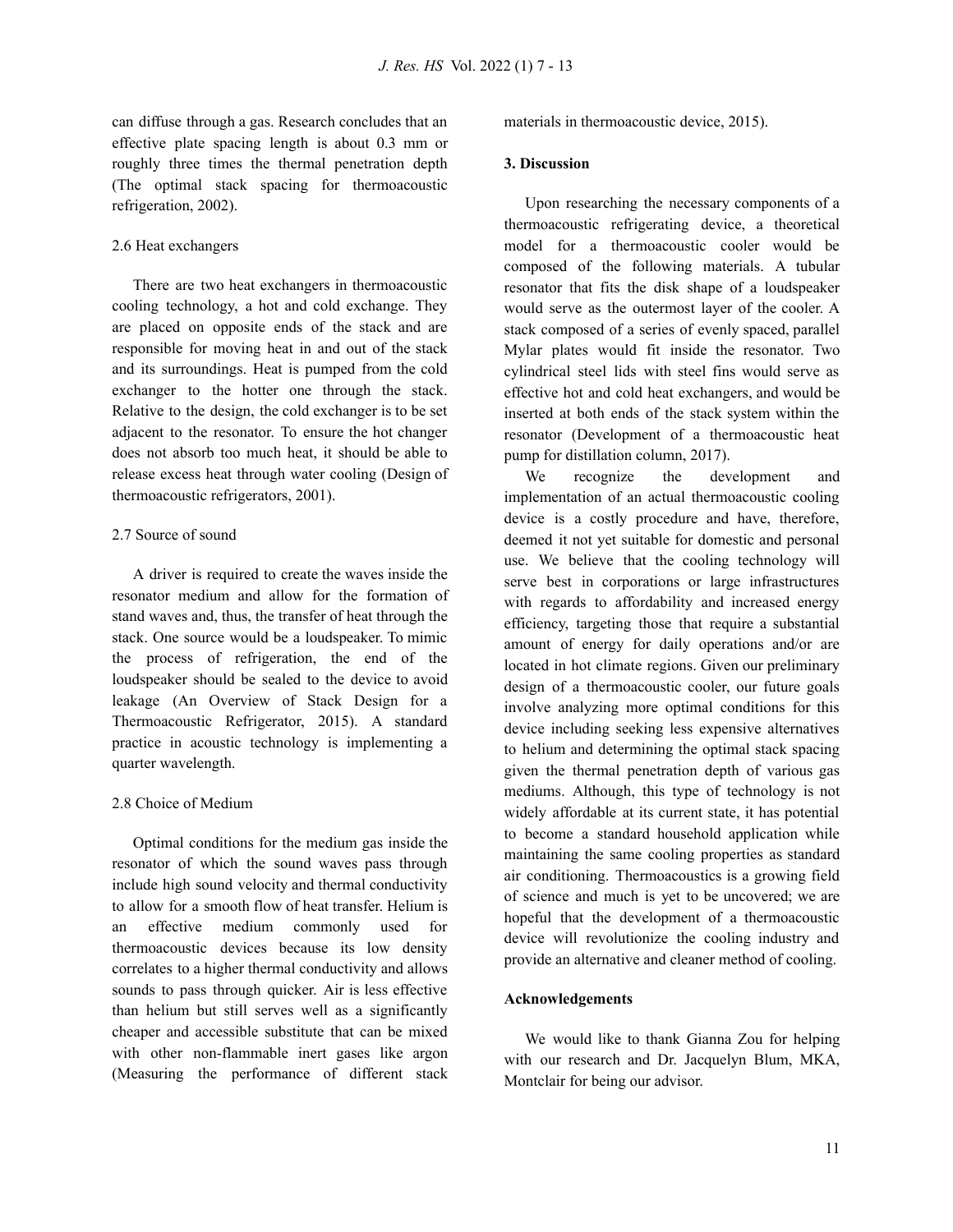can diffuse through a gas. Research concludes that an effective plate spacing length is about 0.3 mm or roughly three times the thermal penetration depth (The optimal stack spacing for thermoacoustic refrigeration, 2002).

### 2.6 Heat exchangers

There are two heat exchangers in thermoacoustic cooling technology, a hot and cold exchange. They are placed on opposite ends of the stack and are responsible for moving heat in and out of the stack and its surroundings. Heat is pumped from the cold exchanger to the hotter one through the stack. Relative to the design, the cold exchanger is to be set adjacent to the resonator. To ensure the hot changer does not absorb too much heat, it should be able to release excess heat through water cooling (Design of thermoacoustic refrigerators, 2001).

### 2.7 Source of sound

A driver is required to create the waves inside the resonator medium and allow for the formation of stand waves and, thus, the transfer of heat through the stack. One source would be a loudspeaker. To mimic the process of refrigeration, the end of the loudspeaker should be sealed to the device to avoid leakage (An Overview of Stack Design for a Thermoacoustic Refrigerator, 2015). A standard practice in acoustic technology is implementing a quarter wavelength.

### 2.8 Choice of Medium

Optimal conditions for the medium gas inside the resonator of which the sound waves pass through include high sound velocity and thermal conductivity to allow for a smooth flow of heat transfer. Helium is an effective medium commonly used for thermoacoustic devices because its low density correlates to a higher thermal conductivity and allows sounds to pass through quicker. Air is less effective than helium but still serves well as a significantly cheaper and accessible substitute that can be mixed with other non-flammable inert gases like argon (Measuring the performance of different stack materials in thermoacoustic device, 2015).

## 3. Discussion

Upon researching the necessary components of a thermoacoustic refrigerating device, a theoretical model for a thermoacoustic cooler would be composed of the following materials. A tubular resonator that fits the disk shape of a loudspeaker would serve as the outermost layer of the cooler. A stack composed of a series of evenly spaced, parallel Mylar plates would fit inside the resonator. Two cylindrical steel lids with steel fins would serve as effective hot and cold heat exchangers, and would be inserted at both ends of the stack system within the resonator (Development of a thermoacoustic heat pump for distillation column, 2017).

We recognize the development and implementation of an actual thermoacoustic cooling device is a costly procedure and have, therefore, deemed it not yet suitable for domestic and personal use. We believe that the cooling technology will serve best in corporations or large infrastructures with regards to affordability and increased energy efficiency, targeting those that require a substantial amount of energy for daily operations and/or are located in hot climate regions. Given our preliminary design of a thermoacoustic cooler, our future goals involve analyzing more optimal conditions for this device including seeking less expensive alternatives to helium and determining the optimal stack spacing given the thermal penetration depth of various gas mediums. Although, this type of technology is not widely affordable at its current state, it has potential to become a standard household application while maintaining the same cooling properties as standard air conditioning. Thermoacoustics is a growing field of science and much is yet to be uncovered; we are hopeful that the development of a thermoacoustic device will revolutionize the cooling industry and provide an alternative and cleaner method of cooling.

## Acknowledgements

We would like to thank Gianna Zou for helping with our research and Dr. Jacquelyn Blum, MKA, Montclair for being our advisor.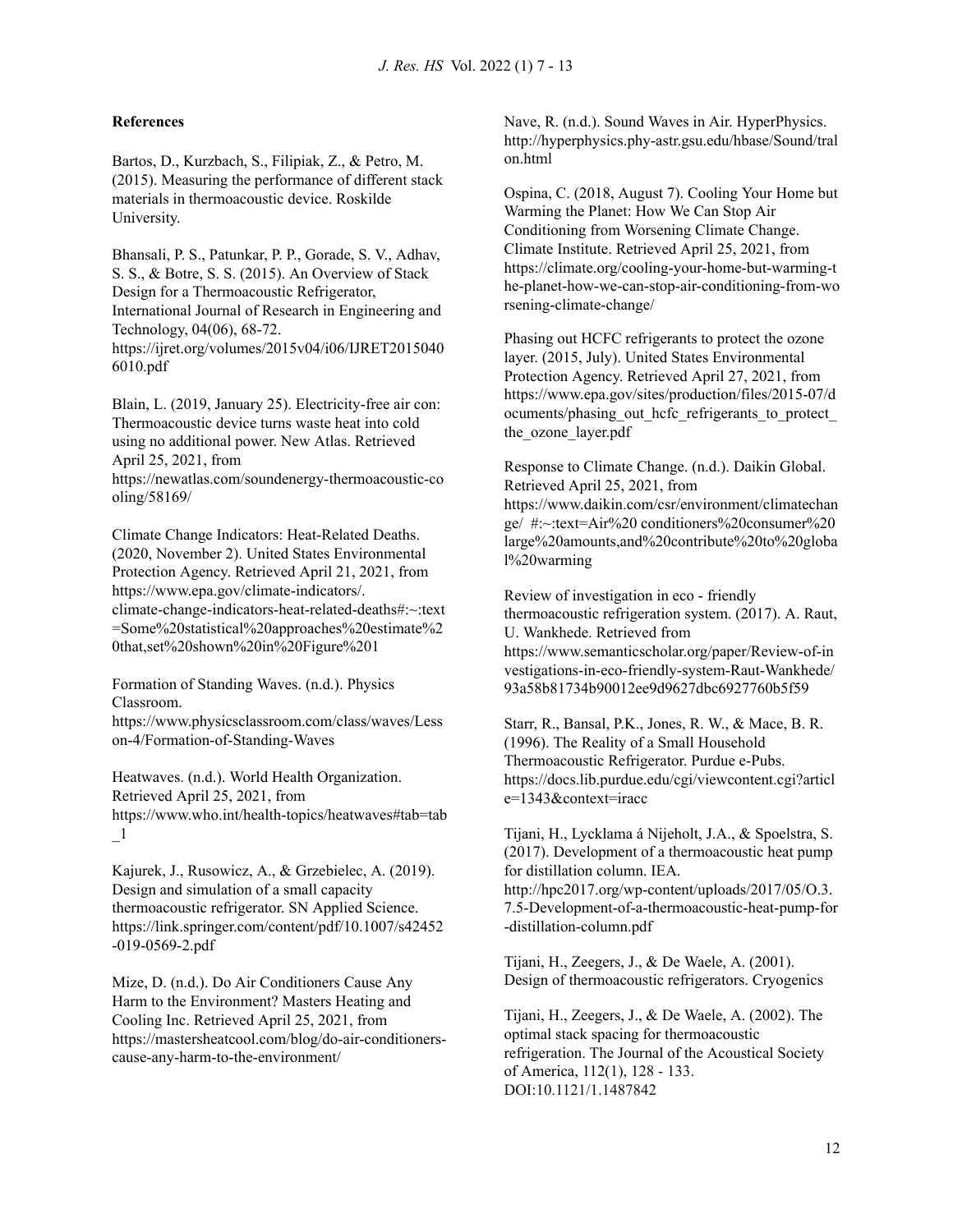**References**

Bartos, D., Kurzbach, S., Filipiak, Z., & Petro, M. (2015). Measuring the performance of different stack materials in thermoacoustic device. Roskilde University.

Bhansali, P. S., Patunkar, P. P., Gorade, S. V., Adhav, S. S., & Botre, S. S. (2015). An Overview of Stack Design for a Thermoacoustic Refrigerator, International Journal of Research in Engineering and Technology, 04(06), 68-72. https://ijret.org/volumes/2015v04/i06/IJRET20150406010.pdf

Blain, L. (2019, January 25). Electricity-free air con: Thermoacoustic device turns waste heat into cold using no additional power. New Atlas. Retrieved April 25, 2021, from https://newatlas.com/soundenergy-thermoacoustic-cooling/58169/

Climate Change Indicators: Heat-Related Deaths. (2020, November 2). United States Environmental Protection Agency. Retrieved April 21, 2021, from https://www.epa.gov/climate-indicators/. climate-change-indicators-heat-related-deaths#:~:text=Some%20statistical%20approaches%20estimate%20that,set%20shown%20in%20Figure%201

Formation of Standing Waves. (n.d.). Physics Classroom. https://www.physicsclassroom.com/class/waves/Lesson-4/Formation-of-Standing-Waves

Heatwaves. (n.d.). World Health Organization. Retrieved April 25, 2021, from https://www.who.int/health-topics/heatwaves#tab=tab_1

Kajurek, J., Rusowicz, A., & Grzebielec, A. (2019). Design and simulation of a small capacity thermoacoustic refrigerator. SN Applied Science. https://link.springer.com/content/pdf/10.1007/s42452-019-0569-2.pdf

Mize, D. (n.d.). Do Air Conditioners Cause Any Harm to the Environment? Masters Heating and Cooling Inc. Retrieved April 25, 2021, from https://mastersheatcool.com/blog/do-air-conditioners-cause-any-harm-to-the-environment/

Nave, R. (n.d.). Sound Waves in Air. HyperPhysics. http://hyperphysics.phy-astr.gsu.edu/hbase/Sound/tralon.html

Ospina, C. (2018, August 7). Cooling Your Home but Warming the Planet: How We Can Stop Air Conditioning from Worsening Climate Change. Climate Institute. Retrieved April 25, 2021, from https://climate.org/cooling-your-home-but-warming-the-planet-how-we-can-stop-air-conditioning-from-worsening-climate-change/

Phasing out HCFC refrigerants to protect the ozone layer. (2015, July). United States Environmental Protection Agency. Retrieved April 27, 2021, from https://www.epa.gov/sites/production/files/2015-07/documents/phasing_out_hcfc_refrigerants_to_protect_the_ozone_layer.pdf

Response to Climate Change. (n.d.). Daikin Global. Retrieved April 25, 2021, from https://www.daikin.com/csr/environment/climatechange/ #:~:text=Air%20 conditioners%20consumer%20large%20amounts,and%20contribute%20to%20global%20warming

Review of investigation in eco - friendly thermoacoustic refrigeration system. (2017). A. Raut, U. Wankhede. Retrieved from https://www.semanticscholar.org/paper/Review-of-investigations-in-eco-friendly-system-Raut-Wankhede/93a58b81734b90012ee9d9627dbc6927760b5f59

Starr, R., Bansal, P.K., Jones, R. W., & Mace, B. R. (1996). The Reality of a Small Household Thermoacoustic Refrigerator. Purdue e-Pubs. https://docs.lib.purdue.edu/cgi/viewcontent.cgi?article=1343&context=iracc

Tijani, H., Lycklama á Nijeholt, J.A., & Spoelstra, S. (2017). Development of a thermoacoustic heat pump for distillation column. IEA. http://hpc2017.org/wp-content/uploads/2017/05/O.3.7.5-Development-of-a-thermoacoustic-heat-pump-for-distillation-column.pdf

Tijani, H., Zeegers, J., & De Waele, A. (2001). Design of thermoacoustic refrigerators. Cryogenics

Tijani, H., Zeegers, J., & De Waele, A. (2002). The optimal stack spacing for thermoacoustic refrigeration. The Journal of the Acoustical Society of America, 112(1), 128 - 133. DOI:10.1121/1.1487842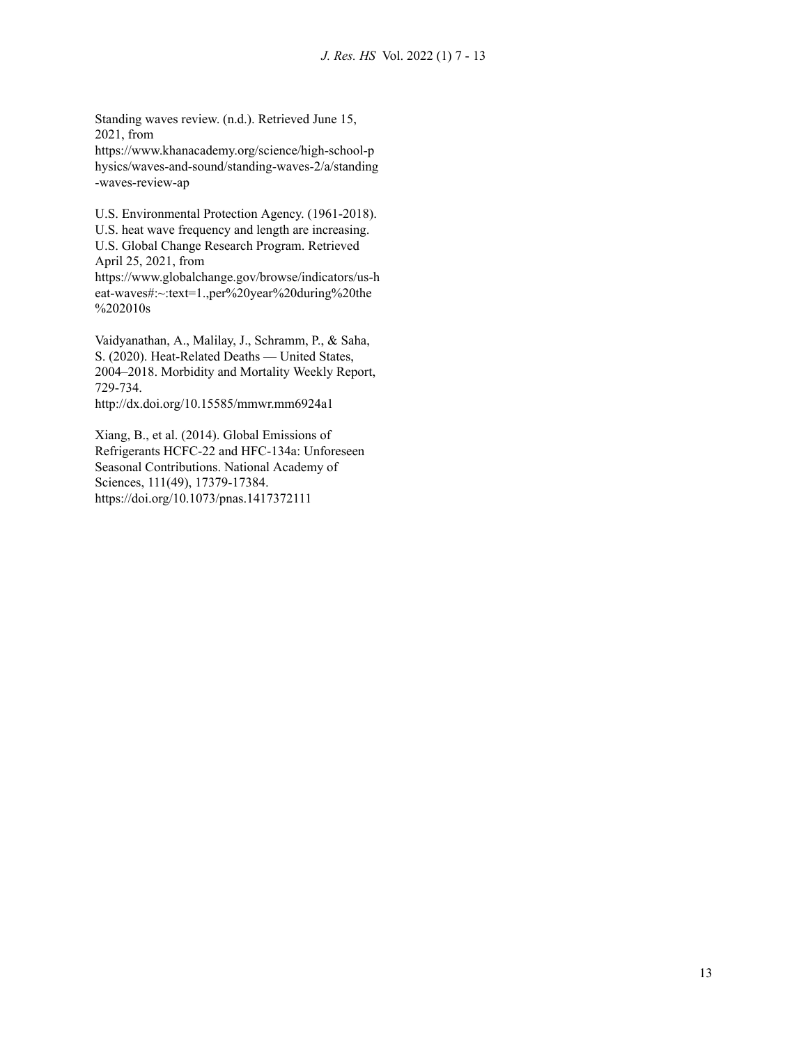Standing waves review. (n.d.). Retrieved June 15, 2021, from https://www.khanacademy.org/science/high-school-physics/waves-and-sound/standing-waves-2/a/standing-waves-review-ap

U.S. Environmental Protection Agency. (1961-2018). U.S. heat wave frequency and length are increasing. U.S. Global Change Research Program. Retrieved April 25, 2021, from https://www.globalchange.gov/browse/indicators/us-heat-waves#:~:text=1.,per%20year%20during%20the%202010s

Vaidyanathan, A., Malilay, J., Schramm, P., & Saha, S. (2020). Heat-Related Deaths — United States, 2004–2018. Morbidity and Mortality Weekly Report, 729-734. http://dx.doi.org/10.15585/mmwr.mm6924a1

Xiang, B., et al. (2014). Global Emissions of Refrigerants HCFC-22 and HFC-134a: Unforeseen Seasonal Contributions. National Academy of Sciences, 111(49), 17379-17384. https://doi.org/10.1073/pnas.1417372111